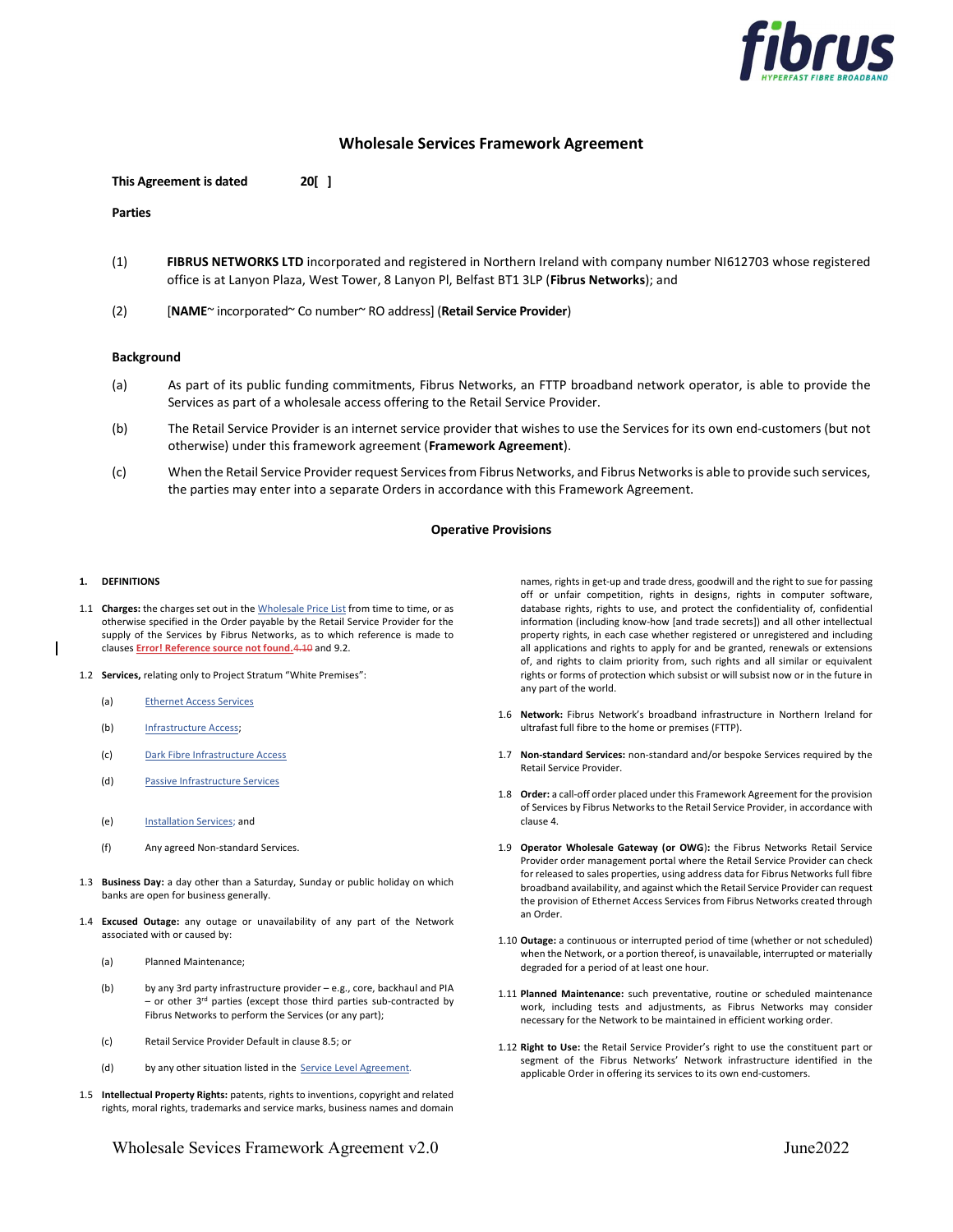# Wholesale Services Framework Agreement

**This Agreement is dated** **20[ ]**

**Parties**

(1) **FIBRUS NETWORKS LTD** incorporated and registered in Northern Ireland with company number NI612703 whose registered office is at Lanyon Plaza, West Tower, 8 Lanyon Pl, Belfast BT1 3LP (**Fibrus Networks**); and

(2) [**NAME**~ incorporated~ Co number~ RO address] (**Retail Service Provider**)

**Background**

(a) As part of its public funding commitments, Fibrus Networks, an FTTP broadband network operator, is able to provide the Services as part of a wholesale access offering to the Retail Service Provider.

(b) The Retail Service Provider is an internet service provider that wishes to use the Services for its own end-customers (but not otherwise) under this framework agreement (**Framework Agreement**).

(c) When the Retail Service Provider request Services from Fibrus Networks, and Fibrus Networks is able to provide such services, the parties may enter into a separate Orders in accordance with this Framework Agreement.

## Operative Provisions

### 1. DEFINITIONS

1.1 **Charges:** the charges set out in the Wholesale Price List from time to time, or as otherwise specified in the Order payable by the Retail Service Provider for the supply of the Services by Fibrus Networks, as to which reference is made to clauses **Error! Reference source not found.**4.10 and 9.2.

1.2 **Services,** relating only to Project Stratum "White Premises":

(a) Ethernet Access Services

(b) Infrastructure Access;

(c) Dark Fibre Infrastructure Access

(d) Passive Infrastructure Services

(e) Installation Services; and

(f) Any agreed Non-standard Services.

1.3 **Business Day:** a day other than a Saturday, Sunday or public holiday on which banks are open for business generally.

1.4 **Excused Outage:** any outage or unavailability of any part of the Network associated with or caused by:

(a) Planned Maintenance;

(b) by any 3rd party infrastructure provider – e.g., core, backhaul and PIA – or other 3rd parties (except those third parties sub-contracted by Fibrus Networks to perform the Services (or any part);

(c) Retail Service Provider Default in clause 8.5; or

(d) by any other situation listed in the Service Level Agreement.

1.5 **Intellectual Property Rights:** patents, rights to inventions, copyright and related rights, moral rights, trademarks and service marks, business names and domain names, rights in get-up and trade dress, goodwill and the right to sue for passing off or unfair competition, rights in designs, rights in computer software, database rights, rights to use, and protect the confidentiality of, confidential information (including know-how [and trade secrets]) and all other intellectual property rights, in each case whether registered or unregistered and including all applications and rights to apply for and be granted, renewals or extensions of, and rights to claim priority from, such rights and all similar or equivalent rights or forms of protection which subsist or will subsist now or in the future in any part of the world.

1.6 **Network:** Fibrus Network's broadband infrastructure in Northern Ireland for ultrafast full fibre to the home or premises (FTTP).

1.7 **Non-standard Services:** non-standard and/or bespoke Services required by the Retail Service Provider.

1.8 **Order:** a call-off order placed under this Framework Agreement for the provision of Services by Fibrus Networks to the Retail Service Provider, in accordance with clause 4.

1.9 **Operator Wholesale Gateway (or OWG):** the Fibrus Networks Retail Service Provider order management portal where the Retail Service Provider can check for released to sales properties, using address data for Fibrus Networks full fibre broadband availability, and against which the Retail Service Provider can request the provision of Ethernet Access Services from Fibrus Networks created through an Order.

1.10 **Outage:** a continuous or interrupted period of time (whether or not scheduled) when the Network, or a portion thereof, is unavailable, interrupted or materially degraded for a period of at least one hour.

1.11 **Planned Maintenance:** such preventative, routine or scheduled maintenance work, including tests and adjustments, as Fibrus Networks may consider necessary for the Network to be maintained in efficient working order.

1.12 **Right to Use:** the Retail Service Provider's right to use the constituent part or segment of the Fibrus Networks' Network infrastructure identified in the applicable Order in offering its services to its own end-customers.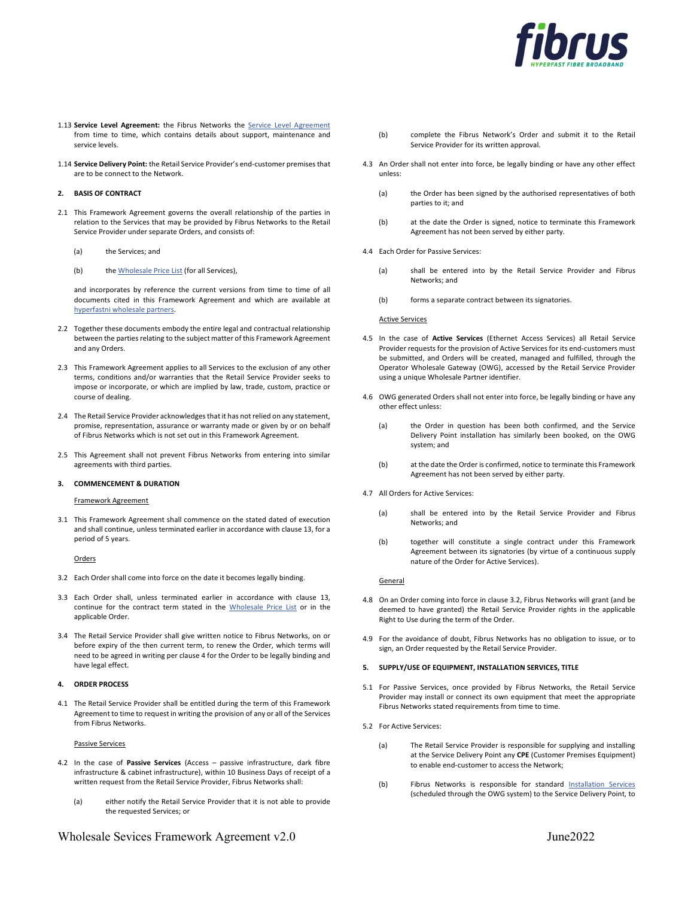1.13 **Service Level Agreement:** the Fibrus Networks the Service Level Agreement from time to time, which contains details about support, maintenance and service levels.

1.14 **Service Delivery Point:** the Retail Service Provider's end-customer premises that are to be connect to the Network.

**2. BASIS OF CONTRACT**

2.1 This Framework Agreement governs the overall relationship of the parties in relation to the Services that may be provided by Fibrus Networks to the Retail Service Provider under separate Orders, and consists of:

(a) the Services; and

(b) the Wholesale Price List (for all Services),

and incorporates by reference the current versions from time to time of all documents cited in this Framework Agreement and which are available at hyperfastni wholesale partners.

2.2 Together these documents embody the entire legal and contractual relationship between the parties relating to the subject matter of this Framework Agreement and any Orders.

2.3 This Framework Agreement applies to all Services to the exclusion of any other terms, conditions and/or warranties that the Retail Service Provider seeks to impose or incorporate, or which are implied by law, trade, custom, practice or course of dealing.

2.4 The Retail Service Provider acknowledges that it has not relied on any statement, promise, representation, assurance or warranty made or given by or on behalf of Fibrus Networks which is not set out in this Framework Agreement.

2.5 This Agreement shall not prevent Fibrus Networks from entering into similar agreements with third parties.

**3. COMMENCEMENT & DURATION**

Framework Agreement

3.1 This Framework Agreement shall commence on the stated dated of execution and shall continue, unless terminated earlier in accordance with clause 13, for a period of 5 years.

Orders

3.2 Each Order shall come into force on the date it becomes legally binding.

3.3 Each Order shall, unless terminated earlier in accordance with clause 13, continue for the contract term stated in the Wholesale Price List or in the applicable Order.

3.4 The Retail Service Provider shall give written notice to Fibrus Networks, on or before expiry of the then current term, to renew the Order, which terms will need to be agreed in writing per clause 4 for the Order to be legally binding and have legal effect.

**4. ORDER PROCESS**

4.1 The Retail Service Provider shall be entitled during the term of this Framework Agreement to time to request in writing the provision of any or all of the Services from Fibrus Networks.

Passive Services

4.2 In the case of **Passive Services** (Access – passive infrastructure, dark fibre infrastructure & cabinet infrastructure), within 10 Business Days of receipt of a written request from the Retail Service Provider, Fibrus Networks shall:

(a) either notify the Retail Service Provider that it is not able to provide the requested Services; or

(b) complete the Fibrus Network's Order and submit it to the Retail Service Provider for its written approval.

4.3 An Order shall not enter into force, be legally binding or have any other effect unless:

(a) the Order has been signed by the authorised representatives of both parties to it; and

(b) at the date the Order is signed, notice to terminate this Framework Agreement has not been served by either party.

4.4 Each Order for Passive Services:

(a) shall be entered into by the Retail Service Provider and Fibrus Networks; and

(b) forms a separate contract between its signatories.

Active Services

4.5 In the case of **Active Services** (Ethernet Access Services) all Retail Service Provider requests for the provision of Active Services for its end-customers must be submitted, and Orders will be created, managed and fulfilled, through the Operator Wholesale Gateway (OWG), accessed by the Retail Service Provider using a unique Wholesale Partner identifier.

4.6 OWG generated Orders shall not enter into force, be legally binding or have any other effect unless:

(a) the Order in question has been both confirmed, and the Service Delivery Point installation has similarly been booked, on the OWG system; and

(b) at the date the Order is confirmed, notice to terminate this Framework Agreement has not been served by either party.

4.7 All Orders for Active Services:

(a) shall be entered into by the Retail Service Provider and Fibrus Networks; and

(b) together will constitute a single contract under this Framework Agreement between its signatories (by virtue of a continuous supply nature of the Order for Active Services).

General

4.8 On an Order coming into force in clause 3.2, Fibrus Networks will grant (and be deemed to have granted) the Retail Service Provider rights in the applicable Right to Use during the term of the Order.

4.9 For the avoidance of doubt, Fibrus Networks has no obligation to issue, or to sign, an Order requested by the Retail Service Provider.

**5. SUPPLY/USE OF EQUIPMENT, INSTALLATION SERVICES, TITLE**

5.1 For Passive Services, once provided by Fibrus Networks, the Retail Service Provider may install or connect its own equipment that meet the appropriate Fibrus Networks stated requirements from time to time.

5.2 For Active Services:

(a) The Retail Service Provider is responsible for supplying and installing at the Service Delivery Point any **CPE** (Customer Premises Equipment) to enable end-customer to access the Network;

(b) Fibrus Networks is responsible for standard Installation Services (scheduled through the OWG system) to the Service Delivery Point, to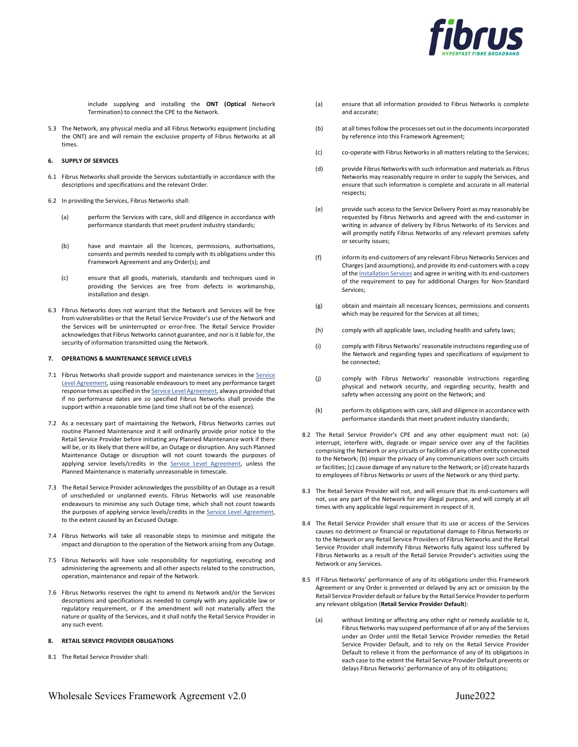include supplying and installing the **ONT (Optical** Network Termination) to connect the CPE to the Network.

5.3 The Network, any physical media and all Fibrus Networks equipment (including the ONT) are and will remain the exclusive property of Fibrus Networks at all times.

**6. SUPPLY OF SERVICES**

6.1 Fibrus Networks shall provide the Services substantially in accordance with the descriptions and specifications and the relevant Order.

6.2 In providing the Services, Fibrus Networks shall:

(a) perform the Services with care, skill and diligence in accordance with performance standards that meet prudent industry standards;

(b) have and maintain all the licences, permissions, authorisations, consents and permits needed to comply with its obligations under this Framework Agreement and any Order(s); and

(c) ensure that all goods, materials, standards and techniques used in providing the Services are free from defects in workmanship, installation and design.

6.3 Fibrus Networks does not warrant that the Network and Services will be free from vulnerabilities or that the Retail Service Provider's use of the Network and the Services will be uninterrupted or error-free. The Retail Service Provider acknowledges that Fibrus Networks cannot guarantee, and nor is it liable for, the security of information transmitted using the Network.

**7. OPERATIONS & MAINTENANCE SERVICE LEVELS**

7.1 Fibrus Networks shall provide support and maintenance services in the Service Level Agreement, using reasonable endeavours to meet any performance target response times as specified in the Service Level Agreement, always provided that if no performance dates are so specified Fibrus Networks shall provide the support within a reasonable time (and time shall not be of the essence).

7.2 As a necessary part of maintaining the Network, Fibrus Networks carries out routine Planned Maintenance and it will ordinarily provide prior notice to the Retail Service Provider before initiating any Planned Maintenance work if there will be, or its likely that there will be, an Outage or disruption. Any such Planned Maintenance Outage or disruption will not count towards the purposes of applying service levels/credits in the Service Level Agreement, unless the Planned Maintenance is materially unreasonable in timescale.

7.3 The Retail Service Provider acknowledges the possibility of an Outage as a result of unscheduled or unplanned events. Fibrus Networks will use reasonable endeavours to minimise any such Outage time, which shall not count towards the purposes of applying service levels/credits in the Service Level Agreement, to the extent caused by an Excused Outage.

7.4 Fibrus Networks will take all reasonable steps to minimise and mitigate the impact and disruption to the operation of the Network arising from any Outage.

7.5 Fibrus Networks will have sole responsibility for negotiating, executing and administering the agreements and all other aspects related to the construction, operation, maintenance and repair of the Network.

7.6 Fibrus Networks reserves the right to amend its Network and/or the Services descriptions and specifications as needed to comply with any applicable law or regulatory requirement, or if the amendment will not materially affect the nature or quality of the Services, and it shall notify the Retail Service Provider in any such event.

**8. RETAIL SERVICE PROVIDER OBLIGATIONS**

8.1 The Retail Service Provider shall:

(a) ensure that all information provided to Fibrus Networks is complete and accurate;

(b) at all times follow the processes set out in the documents incorporated by reference into this Framework Agreement;

(c) co-operate with Fibrus Networks in all matters relating to the Services;

(d) provide Fibrus Networks with such information and materials as Fibrus Networks may reasonably require in order to supply the Services, and ensure that such information is complete and accurate in all material respects;

(e) provide such access to the Service Delivery Point as may reasonably be requested by Fibrus Networks and agreed with the end-customer in writing in advance of delivery by Fibrus Networks of its Services and will promptly notify Fibrus Networks of any relevant premises safety or security issues;

(f) inform its end-customers of any relevant Fibrus Networks Services and Charges (and assumptions), and provide its end-customers with a copy of the Installation Services and agree in writing with its end-customers of the requirement to pay for additional Charges for Non-Standard Services;

(g) obtain and maintain all necessary licences, permissions and consents which may be required for the Services at all times;

(h) comply with all applicable laws, including health and safety laws;

(i) comply with Fibrus Networks' reasonable instructions regarding use of the Network and regarding types and specifications of equipment to be connected;

(j) comply with Fibrus Networks' reasonable instructions regarding physical and network security, and regarding security, health and safety when accessing any point on the Network; and

(k) perform its obligations with care, skill and diligence in accordance with performance standards that meet prudent industry standards;

8.2 The Retail Service Provider's CPE and any other equipment must not: (a) interrupt, interfere with, degrade or impair service over any of the facilities comprising the Network or any circuits or facilities of any other entity connected to the Network; (b) impair the privacy of any communications over such circuits or facilities; (c) cause damage of any nature to the Network; or (d) create hazards to employees of Fibrus Networks or users of the Network or any third party.

8.3 The Retail Service Provider will not, and will ensure that its end-customers will not, use any part of the Network for any illegal purpose, and will comply at all times with any applicable legal requirement in respect of it.

8.4 The Retail Service Provider shall ensure that its use or access of the Services causes no detriment or financial or reputational damage to Fibrus Networks or to the Network or any Retail Service Providers of Fibrus Networks and the Retail Service Provider shall indemnify Fibrus Networks fully against loss suffered by Fibrus Networks as a result of the Retail Service Provider's activities using the Network or any Services.

8.5 If Fibrus Networks' performance of any of its obligations under this Framework Agreement or any Order is prevented or delayed by any act or omission by the Retail Service Provider default or failure by the Retail Service Provider to perform any relevant obligation (**Retail Service Provider Default**):

(a) without limiting or affecting any other right or remedy available to it, Fibrus Networks may suspend performance of all or any of the Services under an Order until the Retail Service Provider remedies the Retail Service Provider Default, and to rely on the Retail Service Provider Default to relieve it from the performance of any of its obligations in each case to the extent the Retail Service Provider Default prevents or delays Fibrus Networks' performance of any of its obligations;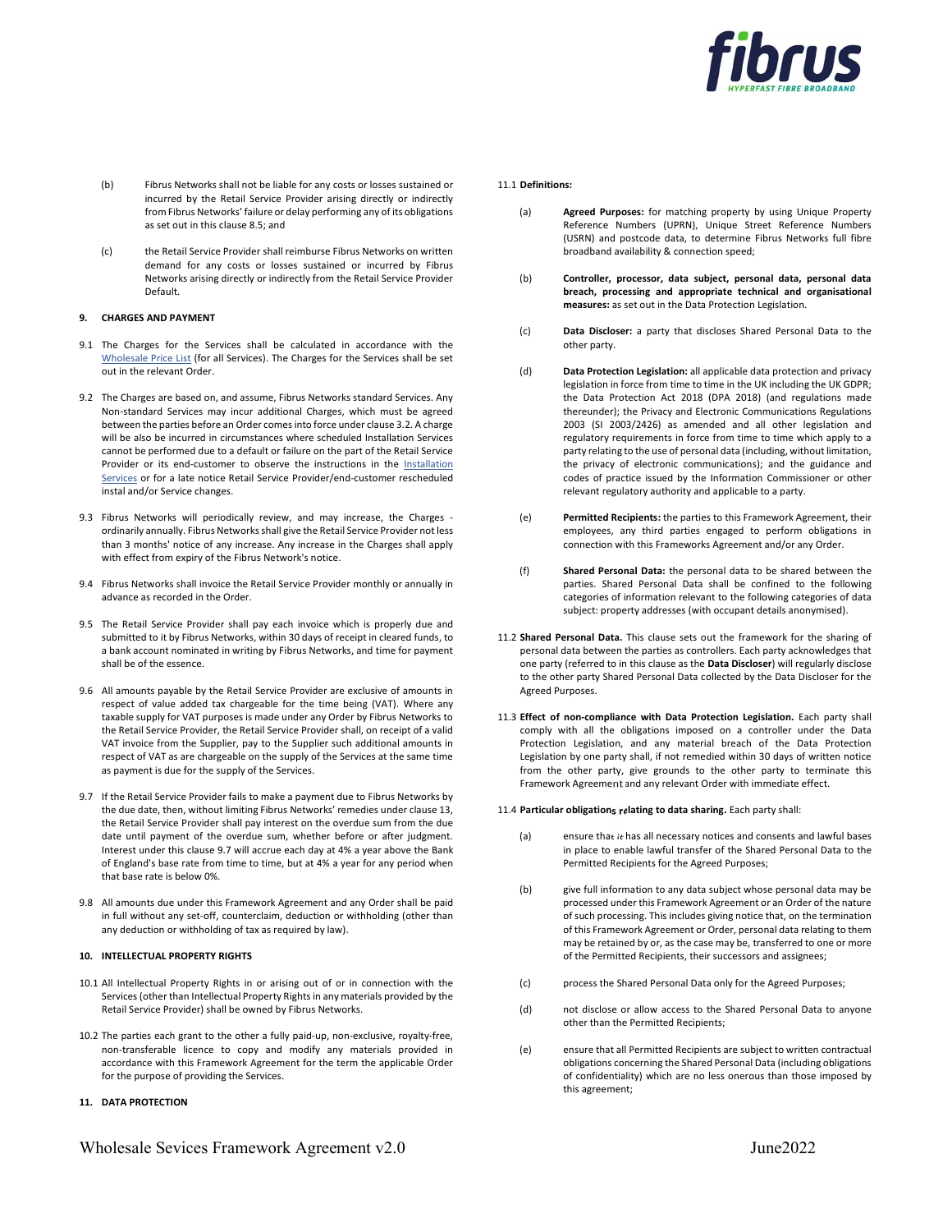(b) Fibrus Networks shall not be liable for any costs or losses sustained or incurred by the Retail Service Provider arising directly or indirectly from Fibrus Networks' failure or delay performing any of its obligations as set out in this clause 8.5; and

(c) the Retail Service Provider shall reimburse Fibrus Networks on written demand for any costs or losses sustained or incurred by Fibrus Networks arising directly or indirectly from the Retail Service Provider Default.

## 9. CHARGES AND PAYMENT

9.1 The Charges for the Services shall be calculated in accordance with the Wholesale Price List (for all Services). The Charges for the Services shall be set out in the relevant Order.

9.2 The Charges are based on, and assume, Fibrus Networks standard Services. Any Non-standard Services may incur additional Charges, which must be agreed between the parties before an Order comes into force under clause 3.2. A charge will be also be incurred in circumstances where scheduled Installation Services cannot be performed due to a default or failure on the part of the Retail Service Provider or its end-customer to observe the instructions in the Installation Services or for a late notice Retail Service Provider/end-customer rescheduled instal and/or Service changes.

9.3 Fibrus Networks will periodically review, and may increase, the Charges - ordinarily annually. Fibrus Networks shall give the Retail Service Provider not less than 3 months' notice of any increase. Any increase in the Charges shall apply with effect from expiry of the Fibrus Network's notice.

9.4 Fibrus Networks shall invoice the Retail Service Provider monthly or annually in advance as recorded in the Order.

9.5 The Retail Service Provider shall pay each invoice which is properly due and submitted to it by Fibrus Networks, within 30 days of receipt in cleared funds, to a bank account nominated in writing by Fibrus Networks, and time for payment shall be of the essence.

9.6 All amounts payable by the Retail Service Provider are exclusive of amounts in respect of value added tax chargeable for the time being (VAT). Where any taxable supply for VAT purposes is made under any Order by Fibrus Networks to the Retail Service Provider, the Retail Service Provider shall, on receipt of a valid VAT invoice from the Supplier, pay to the Supplier such additional amounts in respect of VAT as are chargeable on the supply of the Services at the same time as payment is due for the supply of the Services.

9.7 If the Retail Service Provider fails to make a payment due to Fibrus Networks by the due date, then, without limiting Fibrus Networks' remedies under clause 13, the Retail Service Provider shall pay interest on the overdue sum from the due date until payment of the overdue sum, whether before or after judgment. Interest under this clause 9.7 will accrue each day at 4% a year above the Bank of England's base rate from time to time, but at 4% a year for any period when that base rate is below 0%.

9.8 All amounts due under this Framework Agreement and any Order shall be paid in full without any set-off, counterclaim, deduction or withholding (other than any deduction or withholding of tax as required by law).

## 10. INTELLECTUAL PROPERTY RIGHTS

10.1 All Intellectual Property Rights in or arising out of or in connection with the Services (other than Intellectual Property Rights in any materials provided by the Retail Service Provider) shall be owned by Fibrus Networks.

10.2 The parties each grant to the other a fully paid-up, non-exclusive, royalty-free, non-transferable licence to copy and modify any materials provided in accordance with this Framework Agreement for the term the applicable Order for the purpose of providing the Services.

## 11. DATA PROTECTION

11.1 **Definitions:**

(a) **Agreed Purposes:** for matching property by using Unique Property Reference Numbers (UPRN), Unique Street Reference Numbers (USRN) and postcode data, to determine Fibrus Networks full fibre broadband availability & connection speed;

(b) **Controller, processor, data subject, personal data, personal data breach, processing and appropriate technical and organisational measures:** as set out in the Data Protection Legislation.

(c) **Data Discloser:** a party that discloses Shared Personal Data to the other party.

(d) **Data Protection Legislation:** all applicable data protection and privacy legislation in force from time to time in the UK including the UK GDPR; the Data Protection Act 2018 (DPA 2018) (and regulations made thereunder); the Privacy and Electronic Communications Regulations 2003 (SI 2003/2426) as amended and all other legislation and regulatory requirements in force from time to time which apply to a party relating to the use of personal data (including, without limitation, the privacy of electronic communications); and the guidance and codes of practice issued by the Information Commissioner or other relevant regulatory authority and applicable to a party.

(e) **Permitted Recipients:** the parties to this Framework Agreement, their employees, any third parties engaged to perform obligations in connection with this Frameworks Agreement and/or any Order.

(f) **Shared Personal Data:** the personal data to be shared between the parties. Shared Personal Data shall be confined to the following categories of information relevant to the following categories of data subject: property addresses (with occupant details anonymised).

11.2 **Shared Personal Data.** This clause sets out the framework for the sharing of personal data between the parties as controllers. Each party acknowledges that one party (referred to in this clause as the **Data Discloser**) will regularly disclose to the other party Shared Personal Data collected by the Data Discloser for the Agreed Purposes.

11.3 **Effect of non-compliance with Data Protection Legislation.** Each party shall comply with all the obligations imposed on a controller under the Data Protection Legislation, and any material breach of the Data Protection Legislation by one party shall, if not remedied within 30 days of written notice from the other party, give grounds to the other party to terminate this Framework Agreement and any relevant Order with immediate effect.

11.4 **Particular obligations relating to data sharing.** Each party shall:

(a) ensure that it has all necessary notices and consents and lawful bases in place to enable lawful transfer of the Shared Personal Data to the Permitted Recipients for the Agreed Purposes;

(b) give full information to any data subject whose personal data may be processed under this Framework Agreement or an Order of the nature of such processing. This includes giving notice that, on the termination of this Framework Agreement or Order, personal data relating to them may be retained by or, as the case may be, transferred to one or more of the Permitted Recipients, their successors and assignees;

(c) process the Shared Personal Data only for the Agreed Purposes;

(d) not disclose or allow access to the Shared Personal Data to anyone other than the Permitted Recipients;

(e) ensure that all Permitted Recipients are subject to written contractual obligations concerning the Shared Personal Data (including obligations of confidentiality) which are no less onerous than those imposed by this agreement;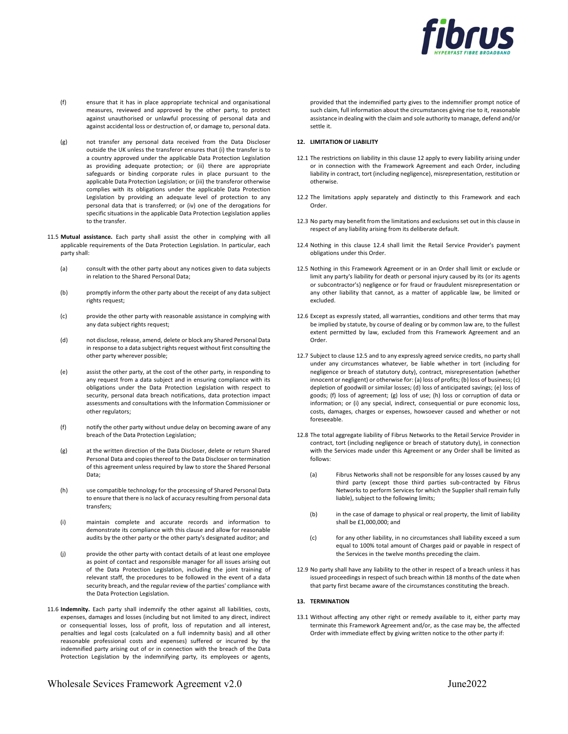(f) ensure that it has in place appropriate technical and organisational measures, reviewed and approved by the other party, to protect against unauthorised or unlawful processing of personal data and against accidental loss or destruction of, or damage to, personal data.

(g) not transfer any personal data received from the Data Discloser outside the UK unless the transferor ensures that (i) the transfer is to a country approved under the applicable Data Protection Legislation as providing adequate protection; or (ii) there are appropriate safeguards or binding corporate rules in place pursuant to the applicable Data Protection Legislation; or (iii) the transferor otherwise complies with its obligations under the applicable Data Protection Legislation by providing an adequate level of protection to any personal data that is transferred; or (iv) one of the derogations for specific situations in the applicable Data Protection Legislation applies to the transfer.

11.5 **Mutual assistance.** Each party shall assist the other in complying with all applicable requirements of the Data Protection Legislation. In particular, each party shall:

(a) consult with the other party about any notices given to data subjects in relation to the Shared Personal Data;

(b) promptly inform the other party about the receipt of any data subject rights request;

(c) provide the other party with reasonable assistance in complying with any data subject rights request;

(d) not disclose, release, amend, delete or block any Shared Personal Data in response to a data subject rights request without first consulting the other party wherever possible;

(e) assist the other party, at the cost of the other party, in responding to any request from a data subject and in ensuring compliance with its obligations under the Data Protection Legislation with respect to security, personal data breach notifications, data protection impact assessments and consultations with the Information Commissioner or other regulators;

(f) notify the other party without undue delay on becoming aware of any breach of the Data Protection Legislation;

(g) at the written direction of the Data Discloser, delete or return Shared Personal Data and copies thereof to the Data Discloser on termination of this agreement unless required by law to store the Shared Personal Data;

(h) use compatible technology for the processing of Shared Personal Data to ensure that there is no lack of accuracy resulting from personal data transfers;

(i) maintain complete and accurate records and information to demonstrate its compliance with this clause and allow for reasonable audits by the other party or the other party's designated auditor; and

(j) provide the other party with contact details of at least one employee as point of contact and responsible manager for all issues arising out of the Data Protection Legislation, including the joint training of relevant staff, the procedures to be followed in the event of a data security breach, and the regular review of the parties' compliance with the Data Protection Legislation.

11.6 **Indemnity.** Each party shall indemnify the other against all liabilities, costs, expenses, damages and losses (including but not limited to any direct, indirect or consequential losses, loss of profit, loss of reputation and all interest, penalties and legal costs (calculated on a full indemnity basis) and all other reasonable professional costs and expenses) suffered or incurred by the indemnified party arising out of or in connection with the breach of the Data Protection Legislation by the indemnifying party, its employees or agents, provided that the indemnified party gives to the indemnifier prompt notice of such claim, full information about the circumstances giving rise to it, reasonable assistance in dealing with the claim and sole authority to manage, defend and/or settle it.

## 12. LIMITATION OF LIABILITY

12.1 The restrictions on liability in this clause 12 apply to every liability arising under or in connection with the Framework Agreement and each Order, including liability in contract, tort (including negligence), misrepresentation, restitution or otherwise.

12.2 The limitations apply separately and distinctly to this Framework and each Order.

12.3 No party may benefit from the limitations and exclusions set out in this clause in respect of any liability arising from its deliberate default.

12.4 Nothing in this clause 12.4 shall limit the Retail Service Provider's payment obligations under this Order.

12.5 Nothing in this Framework Agreement or in an Order shall limit or exclude or limit any party's liability for death or personal injury caused by its (or its agents or subcontractor's) negligence or for fraud or fraudulent misrepresentation or any other liability that cannot, as a matter of applicable law, be limited or excluded.

12.6 Except as expressly stated, all warranties, conditions and other terms that may be implied by statute, by course of dealing or by common law are, to the fullest extent permitted by law, excluded from this Framework Agreement and an Order.

12.7 Subject to clause 12.5 and to any expressly agreed service credits, no party shall under any circumstances whatever, be liable whether in tort (including for negligence or breach of statutory duty), contract, misrepresentation (whether innocent or negligent) or otherwise for: (a) loss of profits; (b) loss of business; (c) depletion of goodwill or similar losses; (d) loss of anticipated savings; (e) loss of goods; (f) loss of agreement; (g) loss of use; (h) loss or corruption of data or information; or (i) any special, indirect, consequential or pure economic loss, costs, damages, charges or expenses, howsoever caused and whether or not foreseeable.

12.8 The total aggregate liability of Fibrus Networks to the Retail Service Provider in contract, tort (including negligence or breach of statutory duty), in connection with the Services made under this Agreement or any Order shall be limited as follows:

(a) Fibrus Networks shall not be responsible for any losses caused by any third party (except those third parties sub-contracted by Fibrus Networks to perform Services for which the Supplier shall remain fully liable), subject to the following limits;

(b) in the case of damage to physical or real property, the limit of liability shall be £1,000,000; and

(c) for any other liability, in no circumstances shall liability exceed a sum equal to 100% total amount of Charges paid or payable in respect of the Services in the twelve months preceding the claim.

12.9 No party shall have any liability to the other in respect of a breach unless it has issued proceedings in respect of such breach within 18 months of the date when that party first became aware of the circumstances constituting the breach.

## 13. TERMINATION

13.1 Without affecting any other right or remedy available to it, either party may terminate this Framework Agreement and/or, as the case may be, the affected Order with immediate effect by giving written notice to the other party if: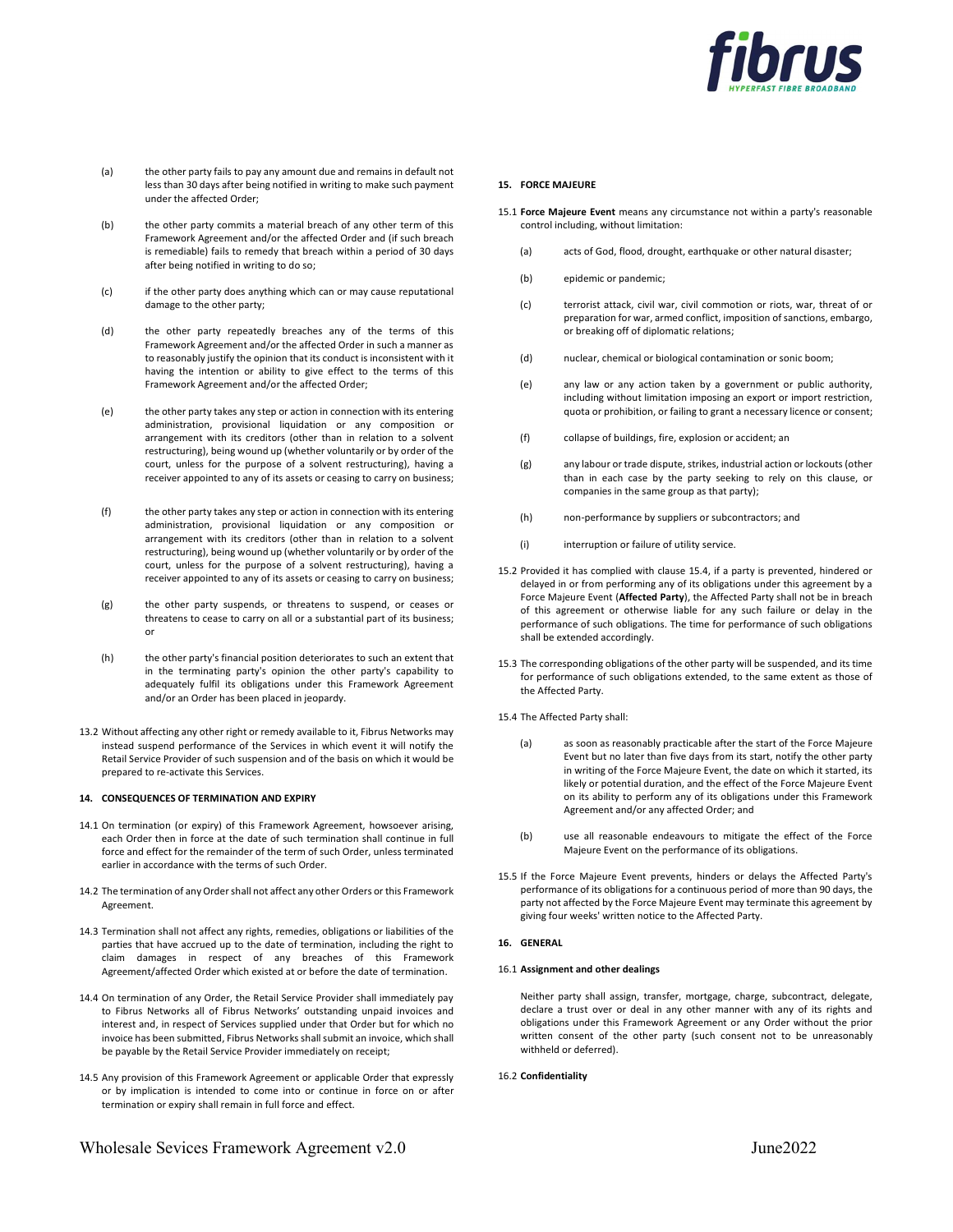(a) the other party fails to pay any amount due and remains in default not less than 30 days after being notified in writing to make such payment under the affected Order;

(b) the other party commits a material breach of any other term of this Framework Agreement and/or the affected Order and (if such breach is remediable) fails to remedy that breach within a period of 30 days after being notified in writing to do so;

(c) if the other party does anything which can or may cause reputational damage to the other party;

(d) the other party repeatedly breaches any of the terms of this Framework Agreement and/or the affected Order in such a manner as to reasonably justify the opinion that its conduct is inconsistent with it having the intention or ability to give effect to the terms of this Framework Agreement and/or the affected Order;

(e) the other party takes any step or action in connection with its entering administration, provisional liquidation or any composition or arrangement with its creditors (other than in relation to a solvent restructuring), being wound up (whether voluntarily or by order of the court, unless for the purpose of a solvent restructuring), having a receiver appointed to any of its assets or ceasing to carry on business;

(f) the other party takes any step or action in connection with its entering administration, provisional liquidation or any composition or arrangement with its creditors (other than in relation to a solvent restructuring), being wound up (whether voluntarily or by order of the court, unless for the purpose of a solvent restructuring), having a receiver appointed to any of its assets or ceasing to carry on business;

(g) the other party suspends, or threatens to suspend, or ceases or threatens to cease to carry on all or a substantial part of its business; or

(h) the other party's financial position deteriorates to such an extent that in the terminating party's opinion the other party's capability to adequately fulfil its obligations under this Framework Agreement and/or an Order has been placed in jeopardy.

13.2 Without affecting any other right or remedy available to it, Fibrus Networks may instead suspend performance of the Services in which event it will notify the Retail Service Provider of such suspension and of the basis on which it would be prepared to re-activate this Services.

## 14. CONSEQUENCES OF TERMINATION AND EXPIRY

14.1 On termination (or expiry) of this Framework Agreement, howsoever arising, each Order then in force at the date of such termination shall continue in full force and effect for the remainder of the term of such Order, unless terminated earlier in accordance with the terms of such Order.

14.2 The termination of any Order shall not affect any other Orders or this Framework Agreement.

14.3 Termination shall not affect any rights, remedies, obligations or liabilities of the parties that have accrued up to the date of termination, including the right to claim damages in respect of any breaches of this Framework Agreement/affected Order which existed at or before the date of termination.

14.4 On termination of any Order, the Retail Service Provider shall immediately pay to Fibrus Networks all of Fibrus Networks' outstanding unpaid invoices and interest and, in respect of Services supplied under that Order but for which no invoice has been submitted, Fibrus Networks shall submit an invoice, which shall be payable by the Retail Service Provider immediately on receipt;

14.5 Any provision of this Framework Agreement or applicable Order that expressly or by implication is intended to come into or continue in force on or after termination or expiry shall remain in full force and effect.

## 15. FORCE MAJEURE

15.1 **Force Majeure Event** means any circumstance not within a party's reasonable control including, without limitation:

(a) acts of God, flood, drought, earthquake or other natural disaster;

(b) epidemic or pandemic;

(c) terrorist attack, civil war, civil commotion or riots, war, threat of or preparation for war, armed conflict, imposition of sanctions, embargo, or breaking off of diplomatic relations;

(d) nuclear, chemical or biological contamination or sonic boom;

(e) any law or any action taken by a government or public authority, including without limitation imposing an export or import restriction, quota or prohibition, or failing to grant a necessary licence or consent;

(f) collapse of buildings, fire, explosion or accident; an

(g) any labour or trade dispute, strikes, industrial action or lockouts (other than in each case by the party seeking to rely on this clause, or companies in the same group as that party);

(h) non-performance by suppliers or subcontractors; and

(i) interruption or failure of utility service.

15.2 Provided it has complied with clause 15.4, if a party is prevented, hindered or delayed in or from performing any of its obligations under this agreement by a Force Majeure Event (**Affected Party**), the Affected Party shall not be in breach of this agreement or otherwise liable for any such failure or delay in the performance of such obligations. The time for performance of such obligations shall be extended accordingly.

15.3 The corresponding obligations of the other party will be suspended, and its time for performance of such obligations extended, to the same extent as those of the Affected Party.

15.4 The Affected Party shall:

(a) as soon as reasonably practicable after the start of the Force Majeure Event but no later than five days from its start, notify the other party in writing of the Force Majeure Event, the date on which it started, its likely or potential duration, and the effect of the Force Majeure Event on its ability to perform any of its obligations under this Framework Agreement and/or any affected Order; and

(b) use all reasonable endeavours to mitigate the effect of the Force Majeure Event on the performance of its obligations.

15.5 If the Force Majeure Event prevents, hinders or delays the Affected Party's performance of its obligations for a continuous period of more than 90 days, the party not affected by the Force Majeure Event may terminate this agreement by giving four weeks' written notice to the Affected Party.

## 16. GENERAL

16.1 **Assignment and other dealings**

Neither party shall assign, transfer, mortgage, charge, subcontract, delegate, declare a trust over or deal in any other manner with any of its rights and obligations under this Framework Agreement or any Order without the prior written consent of the other party (such consent not to be unreasonably withheld or deferred).

16.2 **Confidentiality**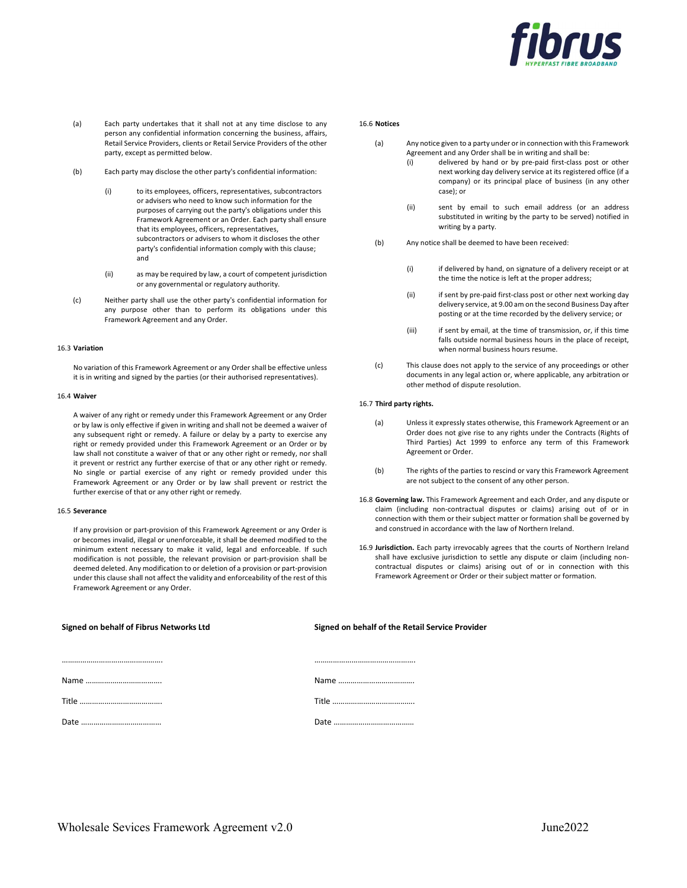(a) Each party undertakes that it shall not at any time disclose to any person any confidential information concerning the business, affairs, Retail Service Providers, clients or Retail Service Providers of the other party, except as permitted below.

(b) Each party may disclose the other party's confidential information:

(i) to its employees, officers, representatives, subcontractors or advisers who need to know such information for the purposes of carrying out the party's obligations under this Framework Agreement or an Order. Each party shall ensure that its employees, officers, representatives, subcontractors or advisers to whom it discloses the other party's confidential information comply with this clause; and

(ii) as may be required by law, a court of competent jurisdiction or any governmental or regulatory authority.

(c) Neither party shall use the other party's confidential information for any purpose other than to perform its obligations under this Framework Agreement and any Order.

16.3 **Variation**

No variation of this Framework Agreement or any Order shall be effective unless it is in writing and signed by the parties (or their authorised representatives).

16.4 **Waiver**

A waiver of any right or remedy under this Framework Agreement or any Order or by law is only effective if given in writing and shall not be deemed a waiver of any subsequent right or remedy. A failure or delay by a party to exercise any right or remedy provided under this Framework Agreement or an Order or by law shall not constitute a waiver of that or any other right or remedy, nor shall it prevent or restrict any further exercise of that or any other right or remedy. No single or partial exercise of any right or remedy provided under this Framework Agreement or any Order or by law shall prevent or restrict the further exercise of that or any other right or remedy.

16.5 **Severance**

If any provision or part-provision of this Framework Agreement or any Order is or becomes invalid, illegal or unenforceable, it shall be deemed modified to the minimum extent necessary to make it valid, legal and enforceable. If such modification is not possible, the relevant provision or part-provision shall be deemed deleted. Any modification to or deletion of a provision or part-provision under this clause shall not affect the validity and enforceability of the rest of this Framework Agreement or any Order.

16.6 **Notices**

(a) Any notice given to a party under or in connection with this Framework Agreement and any Order shall be in writing and shall be:

(i) delivered by hand or by pre-paid first-class post or other next working day delivery service at its registered office (if a company) or its principal place of business (in any other case); or

(ii) sent by email to such email address (or an address substituted in writing by the party to be served) notified in writing by a party.

(b) Any notice shall be deemed to have been received:

(i) if delivered by hand, on signature of a delivery receipt or at the time the notice is left at the proper address;

(ii) if sent by pre-paid first-class post or other next working day delivery service, at 9.00 am on the second Business Day after posting or at the time recorded by the delivery service; or

(iii) if sent by email, at the time of transmission, or, if this time falls outside normal business hours in the place of receipt, when normal business hours resume.

(c) This clause does not apply to the service of any proceedings or other documents in any legal action or, where applicable, any arbitration or other method of dispute resolution.

16.7 **Third party rights.**

(a) Unless it expressly states otherwise, this Framework Agreement or an Order does not give rise to any rights under the Contracts (Rights of Third Parties) Act 1999 to enforce any term of this Framework Agreement or Order.

(b) The rights of the parties to rescind or vary this Framework Agreement are not subject to the consent of any other person.

16.8 **Governing law.** This Framework Agreement and each Order, and any dispute or claim (including non-contractual disputes or claims) arising out of or in connection with them or their subject matter or formation shall be governed by and construed in accordance with the law of Northern Ireland.

16.9 **Jurisdiction.** Each party irrevocably agrees that the courts of Northern Ireland shall have exclusive jurisdiction to settle any dispute or claim (including non-contractual disputes or claims) arising out of or in connection with this Framework Agreement or Order or their subject matter or formation.

**Signed on behalf of Fibrus Networks Ltd**

…………………………………………..

Name ……………………………….

Title ………………………………….

Date …………………………………

**Signed on behalf of the Retail Service Provider**

…………………………………………..

Name ……………………………….

Title ………………………………….

Date …………………………………